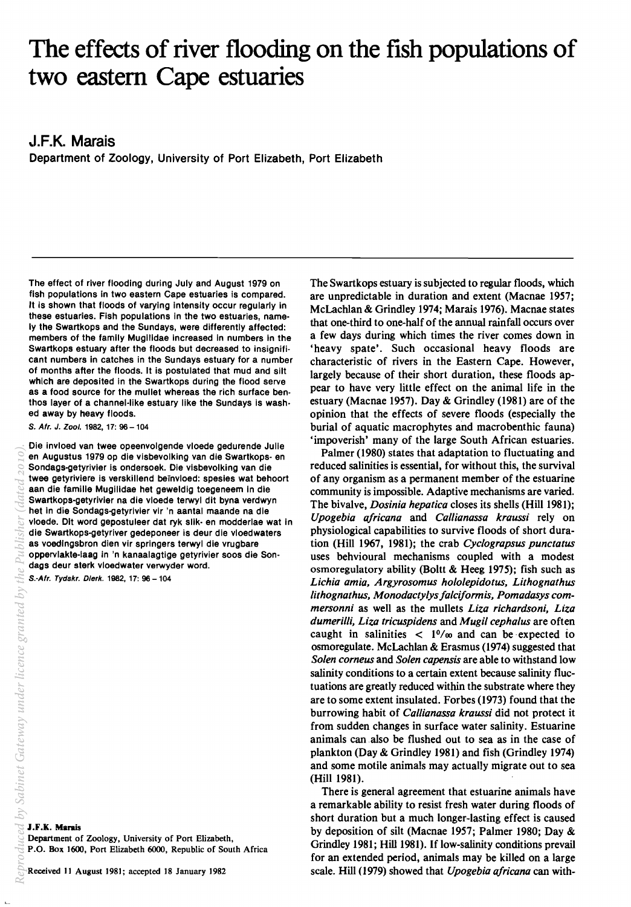# The effects of river flooding on the fish populations of two eastern Cape estuaries

**J.F.K. Marais**

Department of Zoology, University of Port Elizabeth, Port Elizabeth

The effect of river flooding during July and August 1979 on fish populations in two eastern Cape estuaries is compared. It is shown that floods of varying intensity occur regularly in these estuaries. Fish populations in the two estuaries, namely the Swartkops and the Sundays, were differently affected: members of the family Mugilidae increased in numbers in the Swartkops estuary after the floods but decreased to insignificant numbers in catches in the Sundays estuary for a number of months after the floods. It is postulated that mud and silt which are deposited in the Swartkops during the flood serve as a food source for the mullet whereas the rich surface benthos layer of a channel-like estuary like the Sundays is washed away by heavy floods.

*S. Afr. J. Zool.* 1982, 17: 96 – 104

Die invloed van twee opeenvolgende vloede gedurende Julie en Augustus 1979 op die visbevolking van die Swartkops- en Sondags-getyrivier is ondersoek. Die visbevolking van die twee getyriviere is verskillend beïnvloed: spesies wat behoort aan die familie Mugilidae het geweldig toegeneem in die Swartkops-getyrivier na die vloede terwyl dit byna verdwyn het in die Sondags-getyrivier vir 'n aantal maande na die vloede. Dit word gepostuleer dat ryk slik- en modderlae wat in die Swartkops-getyriver gedeponeer is deur die vloedwaters as voedingsbron dien vir springers terwyl die vrugbare oppervlakte-laag in 'n kanaalagtige getyrivier soos die Sondags deur sterk vloedwater verwyder word.

*S.-Afr. Tydskr. Dierk.* 1982, 17: 96 – 104

**J.F.K. Marais**
Department of Zoology, University of Port Elizabeth, P.O. Box 1600, Port Elizabeth 6000, Republic of South Africa

Received 11 August 1981; accepted 18 January 1982

The Swartkops estuary is subjected to regular floods, which are unpredictable in duration and extent (Macnae 1957; McLachlan & Grindley 1974; Marais 1976). Macnae states that one-third to one-half of the annual rainfall occurs over a few days during which times the river comes down in 'heavy spate'. Such occasional heavy floods are characteristic of rivers in the Eastern Cape. However, largely because of their short duration, these floods appear to have very little effect on the animal life in the estuary (Macnae 1957). Day & Grindley (1981) are of the opinion that the effects of severe floods (especially the burial of aquatic macrophytes and macrobenthic fauna) 'impoverish' many of the large South African estuaries.

Palmer (1980) states that adaptation to fluctuating and reduced salinities is essential, for without this, the survival of any organism as a permanent member of the estuarine community is impossible. Adaptive mechanisms are varied. The bivalve, *Dosinia hepatica* closes its shells (Hill 1981); *Upogebia africana* and *Callianassa kraussi* rely on physiological capabilities to survive floods of short duration (Hill 1967, 1981); the crab *Cyclograpsus punctatus* uses behvioural mechanisms coupled with a modest osmoregulatory ability (Boltt & Heeg 1975); fish such as *Lichia amia, Argyrosomus hololepidotus, Lithognathus lithognathus, Monodactylys falciformis, Pomadasys commersonni* as well as the mullets *Liza richardsoni, Liza dumerilli, Liza tricuspidens* and *Mugil cephalus* are often caught in salinities < 1‰ and can be expected to osmoregulate. McLachlan & Erasmus (1974) suggested that *Solen corneus* and *Solen capensis* are able to withstand low salinity conditions to a certain extent because salinity fluctuations are greatly reduced within the substrate where they are to some extent insulated. Forbes (1973) found that the burrowing habit of *Callianassa kraussi* did not protect it from sudden changes in surface water salinity. Estuarine animals can also be flushed out to sea as in the case of plankton (Day & Grindley 1981) and fish (Grindley 1974) and some motile animals may actually migrate out to sea (Hill 1981).

There is general agreement that estuarine animals have a remarkable ability to resist fresh water during floods of short duration but a much longer-lasting effect is caused by deposition of silt (Macnae 1957; Palmer 1980; Day & Grindley 1981; Hill 1981). If low-salinity conditions prevail for an extended period, animals may be killed on a large scale. Hill (1979) showed that *Upogebia africana* can with-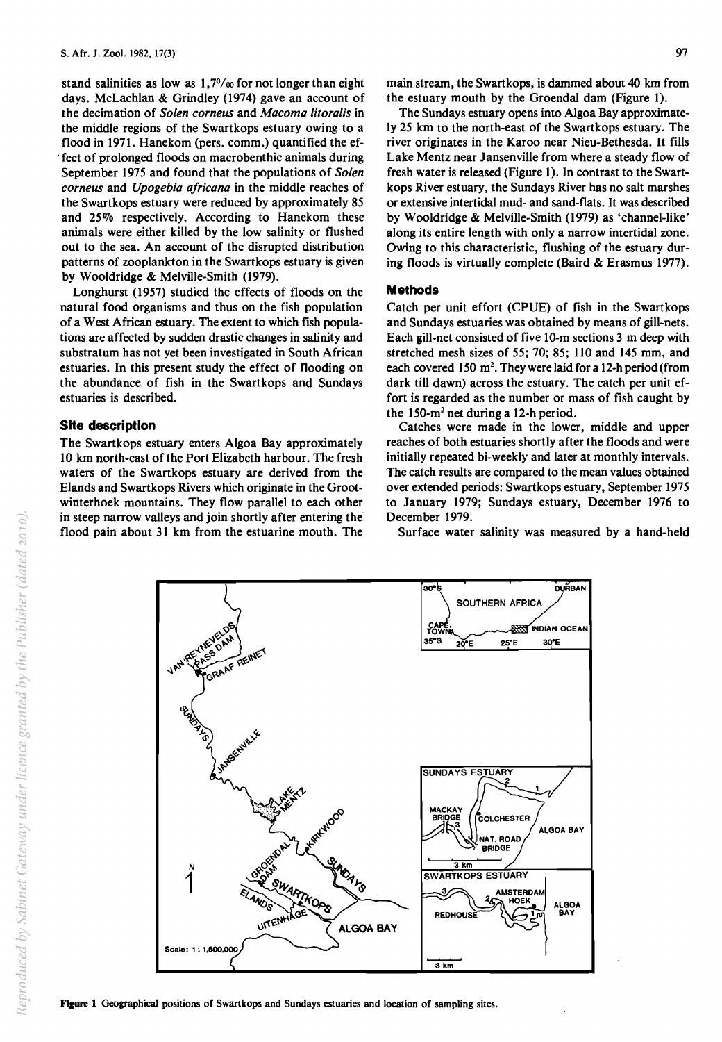stand salinities as low as 1,7‰ for not longer than eight days. McLachlan & Grindley (1974) gave an account of the decimation of *Solen corneus* and *Macoma litoralis* in the middle regions of the Swartkops estuary owing to a flood in 1971. Hanekom (pers. comm.) quantified the effect of prolonged floods on macrobenthic animals during September 1975 and found that the populations of *Solen corneus* and *Upogebia africana* in the middle reaches of the Swartkops estuary were reduced by approximately 85 and 25% respectively. According to Hanekom these animals were either killed by the low salinity or flushed out to the sea. An account of the disrupted distribution patterns of zooplankton in the Swartkops estuary is given by Wooldridge & Melville-Smith (1979).

Longhurst (1957) studied the effects of floods on the natural food organisms and thus on the fish population of a West African estuary. The extent to which fish populations are affected by sudden drastic changes in salinity and substratum has not yet been investigated in South African estuaries. In this present study the effect of flooding on the abundance of fish in the Swartkops and Sundays estuaries is described.

## Site description

The Swartkops estuary enters Algoa Bay approximately 10 km north-east of the Port Elizabeth harbour. The fresh waters of the Swartkops estuary are derived from the Elands and Swartkops Rivers which originate in the Grootwinterhoek mountains. They flow parallel to each other in steep narrow valleys and join shortly after entering the flood pain about 31 km from the estuarine mouth. The main stream, the Swartkops, is dammed about 40 km from the estuary mouth by the Groendal dam (Figure 1).

The Sundays estuary opens into Algoa Bay approximately 25 km to the north-east of the Swartkops estuary. The river originates in the Karoo near Nieu-Bethesda. It fills Lake Mentz near Jansenville from where a steady flow of fresh water is released (Figure 1). In contrast to the Swartkops River estuary, the Sundays River has no salt marshes or extensive intertidal mud- and sand-flats. It was described by Wooldridge & Melville-Smith (1979) as 'channel-like' along its entire length with only a narrow intertidal zone. Owing to this characteristic, flushing of the estuary during floods is virtually complete (Baird & Erasmus 1977).

## Methods

Catch per unit effort (CPUE) of fish in the Swartkops and Sundays estuaries was obtained by means of gill-nets. Each gill-net consisted of five 10-m sections 3 m deep with stretched mesh sizes of 55; 70; 85; 110 and 145 mm, and each covered 150 m$^2$. They were laid for a 12-h period (from dark till dawn) across the estuary. The catch per unit effort is regarded as the number or mass of fish caught by the 150-m$^2$ net during a 12-h period.

Catches were made in the lower, middle and upper reaches of both estuaries shortly after the floods and were initially repeated bi-weekly and later at monthly intervals. The catch results are compared to the mean values obtained over extended periods: Swartkops estuary, September 1975 to January 1979; Sundays estuary, December 1976 to December 1979.

Surface water salinity was measured by a hand-held

**Figure 1** Geographical positions of Swartkops and Sundays estuaries and location of sampling sites.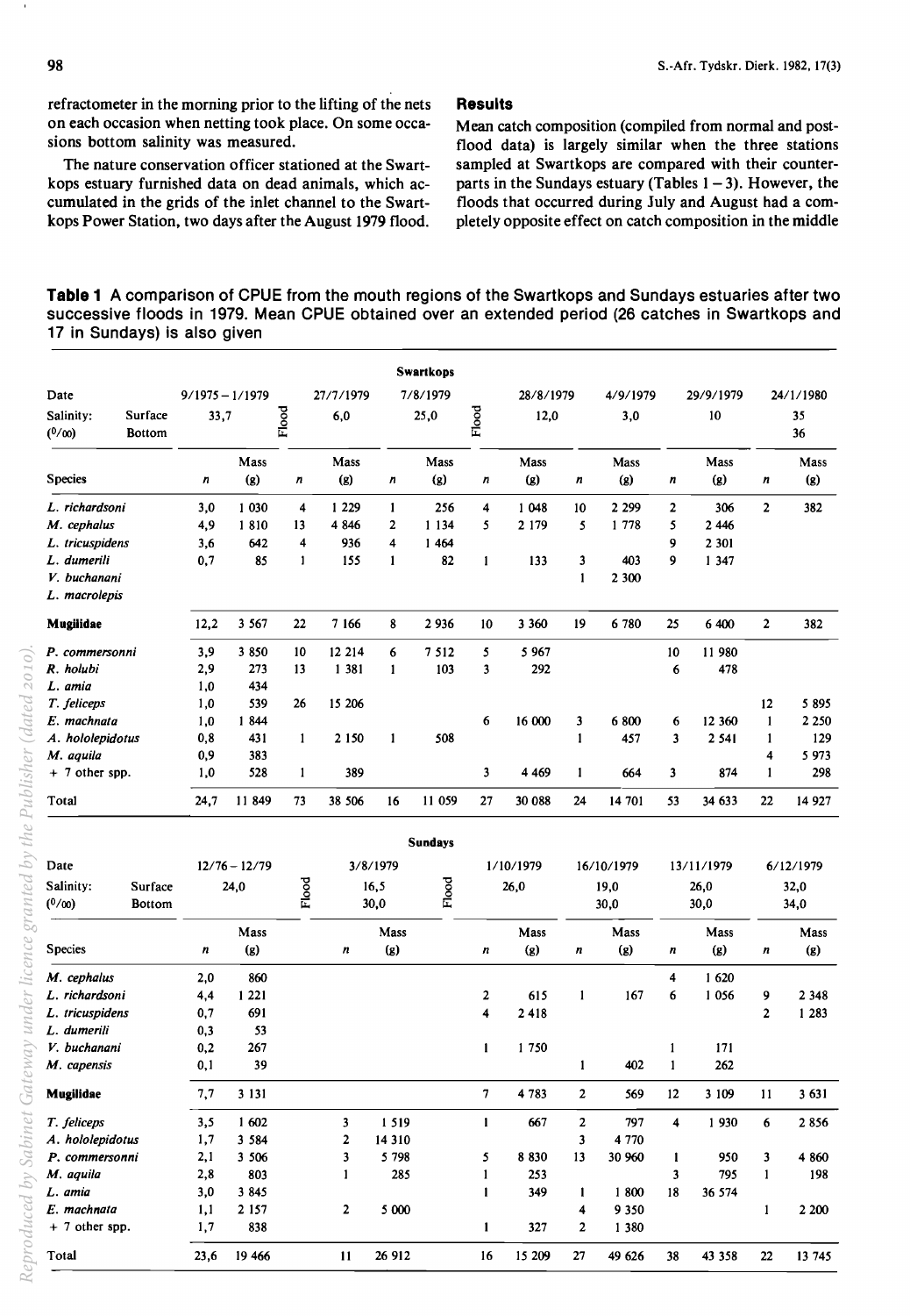refractometer in the morning prior to the lifting of the nets on each occasion when netting took place. On some occasions bottom salinity was measured.

The nature conservation officer stationed at the Swartkops estuary furnished data on dead animals, which accumulated in the grids of the inlet channel to the Swartkops Power Station, two days after the August 1979 flood.

## Results

Mean catch composition (compiled from normal and post-flood data) is largely similar when the three stations sampled at Swartkops are compared with their counterparts in the Sundays estuary (Tables 1 – 3). However, the floods that occurred during July and August had a completely opposite effect on catch composition in the middle

**Table 1** A comparison of CPUE from the mouth regions of the Swartkops and Sundays estuaries after two successive floods in 1979. Mean CPUE obtained over an extended period (26 catches in Swartkops and 17 in Sundays) is also given

**Swartkops**

| Date | 9/1975 – 1/1979 | | Flood | 27/7/1979 | | 7/8/1979 | | Flood | 28/8/1979 | | 4/9/1979 | | 29/9/1979 | | 24/1/1980 | |
|---|---|---|---|---|---|---|---|---|---|---|---|---|---|---|---|---|
| Salinity (‰) Surface | 33,7 | | | 6,0 | | 25,0 | | | 12,0 | | 3,0 | | 10 | | 35 | |
| Salinity (‰) Bottom | | | | | | | | | | | | | | | 36 | |
| Species | *n* | Mass (g) | | *n* | Mass (g) | *n* | Mass (g) | | *n* | Mass (g) | *n* | Mass (g) | *n* | Mass (g) | *n* | Mass (g) |
| *L. richardsoni* | 3,0 | 1 030 | | 4 | 1 229 | 1 | 256 | | 4 | 1 048 | 10 | 2 299 | 2 | 306 | 2 | 382 |
| *M. cephalus* | 4,9 | 1 810 | | 13 | 4 846 | 2 | 1 134 | | 5 | 2 179 | 5 | 1 778 | 5 | 2 446 | | |
| *L. tricuspidens* | 3,6 | 642 | | 4 | 936 | 4 | 1 464 | | | | | | 9 | 2 301 | | |
| *L. dumerili* | 0,7 | 85 | | 1 | 155 | 1 | 82 | | 1 | 133 | 3 | 403 | 9 | 1 347 | | |
| *V. buchanani* | | | | | | | | | | | 1 | 2 300 | | | | |
| *L. macrolepis* | | | | | | | | | | | | | | | | |
| **Mugilidae** | 12,2 | 3 567 | | 22 | 7 166 | 8 | 2 936 | | 10 | 3 360 | 19 | 6 780 | 25 | 6 400 | 2 | 382 |
| *P. commersonni* | 3,9 | 3 850 | | 10 | 12 214 | 6 | 7 512 | | 5 | 5 967 | | | 10 | 11 980 | | |
| *R. holubi* | 2,9 | 273 | | 13 | 1 381 | 1 | 103 | | 3 | 292 | | | 6 | 478 | | |
| *L. amia* | 1,0 | 434 | | | | | | | | | | | | | | |
| *T. feliceps* | 1,0 | 539 | | 26 | 15 206 | | | | | | | | | | 12 | 5 895 |
| *E. machnata* | 1,0 | 1 844 | | | | | | | 6 | 16 000 | 3 | 6 800 | 6 | 12 360 | 1 | 2 250 |
| *A. hololepidotus* | 0,8 | 431 | | 1 | 2 150 | 1 | 508 | | | | 1 | 457 | 3 | 2 541 | 1 | 129 |
| *M. aquila* | 0,9 | 383 | | | | | | | | | | | | | 4 | 5 973 |
| + 7 other spp. | 1,0 | 528 | | 1 | 389 | | | | 3 | 4 469 | 1 | 664 | 3 | 874 | 1 | 298 |
| Total | 24,7 | 11 849 | | 73 | 38 506 | 16 | 11 059 | | 27 | 30 088 | 24 | 14 701 | 53 | 34 633 | 22 | 14 927 |

**Sundays**

| Date | 12/76 – 12/79 | | Flood | 3/8/1979 | | Flood | 1/10/1979 | | 16/10/1979 | | 13/11/1979 | | 6/12/1979 | |
|---|---|---|---|---|---|---|---|---|---|---|---|---|---|---|
| Salinity (‰) Surface | 24,0 | | | 16,5 | | | 26,0 | | 19,0 | | 26,0 | | 32,0 | |
| Salinity (‰) Bottom | | | | 30,0 | | | | | 30,0 | | 30,0 | | 34,0 | |
| Species | *n* | Mass (g) | | *n* | Mass (g) | | *n* | Mass (g) | *n* | Mass (g) | *n* | Mass (g) | *n* | Mass (g) |
| *M. cephalus* | 2,0 | 860 | | | | | | | | | 4 | 1 620 | | |
| *L. richardsoni* | 4,4 | 1 221 | | | | | 2 | 615 | 1 | 167 | 6 | 1 056 | 9 | 2 348 |
| *L. tricuspidens* | 0,7 | 691 | | | | | 4 | 2 418 | | | | | 2 | 1 283 |
| *L. dumerili* | 0,3 | 53 | | | | | | | | | | | | |
| *V. buchanani* | 0,2 | 267 | | | | | 1 | 1 750 | | | 1 | 171 | | |
| *M. capensis* | 0,1 | 39 | | | | | | | 1 | 402 | 1 | 262 | | |
| **Mugilidae** | 7,7 | 3 131 | | | | | 7 | 4 783 | 2 | 569 | 12 | 3 109 | 11 | 3 631 |
| *T. feliceps* | 3,5 | 1 602 | | 3 | 1 519 | | 1 | 667 | 2 | 797 | 4 | 1 930 | 6 | 2 856 |
| *A. hololepidotus* | 1,7 | 3 584 | | 2 | 14 310 | | | | 3 | 4 770 | | | | |
| *P. commersonni* | 2,1 | 3 506 | | 3 | 5 798 | | 5 | 8 830 | 13 | 30 960 | 1 | 950 | 3 | 4 860 |
| *M. aquila* | 2,8 | 803 | | 1 | 285 | | 1 | 253 | | | 3 | 795 | 1 | 198 |
| *L. amia* | 3,0 | 3 845 | | | | | 1 | 349 | 1 | 1 800 | 18 | 36 574 | | |
| *E. machnata* | 1,1 | 2 157 | | 2 | 5 000 | | | | 4 | 9 350 | | | 1 | 2 200 |
| + 7 other spp. | 1,7 | 838 | | | | | 1 | 327 | 2 | 1 380 | | | | |
| Total | 23,6 | 19 466 | | 11 | 26 912 | | 16 | 15 209 | 27 | 49 626 | 38 | 43 358 | 22 | 13 745 |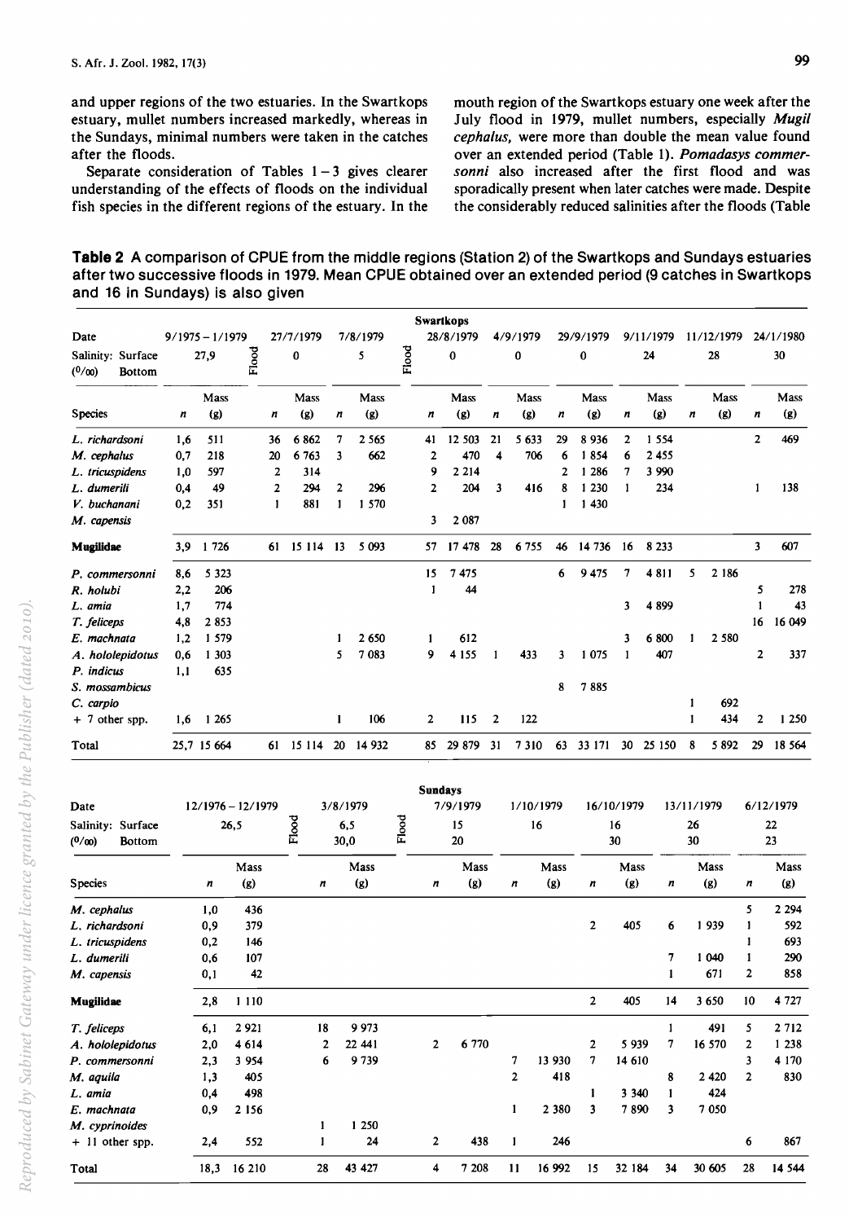and upper regions of the two estuaries. In the Swartkops estuary, mullet numbers increased markedly, whereas in the Sundays, minimal numbers were taken in the catches after the floods.

Separate consideration of Tables 1 – 3 gives clearer understanding of the effects of floods on the individual fish species in the different regions of the estuary. In the mouth region of the Swartkops estuary one week after the July flood in 1979, mullet numbers, especially *Mugil cephalus*, were more than double the mean value found over an extended period (Table 1). *Pomadasys commersonni* also increased after the first flood and was sporadically present when later catches were made. Despite the considerably reduced salinities after the floods (Table

**Table 2** A comparison of CPUE from the middle regions (Station 2) of the Swartkops and Sundays estuaries after two successive floods in 1979. Mean CPUE obtained over an extended period (9 catches in Swartkops and 16 in Sundays) is also given

**Swartkops**

| Date | 9/1975 – 1/1979 | | Flood | 27/7/1979 | | 7/8/1979 | | Flood | 28/8/1979 | | 4/9/1979 | | 29/9/1979 | | 9/11/1979 | | 11/12/1979 | | 24/1/1980 | |
|---|---|---|---|---|---|---|---|---|---|---|---|---|---|---|---|---|---|---|---|---|
| Salinity: Surface | 27,9 | | | 0 | | 5 | | | 0 | | 0 | | 0 | | 24 | | 28 | | 30 | |
| (‰) Bottom | | | | | | | | | | | | | | | | | | | | |
| Species | n | Mass (g) | | n | Mass (g) | n | Mass (g) | | n | Mass (g) | n | Mass (g) | n | Mass (g) | n | Mass (g) | n | Mass (g) | n | Mass (g) |
| *L. richardsoni* | 1,6 | 511 | | 36 | 6 862 | 7 | 2 565 | | 41 | 12 503 | 21 | 5 633 | 29 | 8 936 | 2 | 1 554 | | | 2 | 469 |
| *M. cephalus* | 0,7 | 218 | | 20 | 6 763 | 3 | 662 | | 2 | 470 | 4 | 706 | 6 | 1 854 | 6 | 2 455 | | | | |
| *L. tricuspidens* | 1,0 | 597 | | 2 | 314 | | | | 9 | 2 214 | | | 2 | 1 286 | 7 | 3 990 | | | | |
| *L. dumerili* | 0,4 | 49 | | 2 | 294 | 2 | 296 | | 2 | 204 | 3 | 416 | 8 | 1 230 | 1 | 234 | | | 1 | 138 |
| *V. buchanani* | 0,2 | 351 | | 1 | 881 | 1 | 1 570 | | | | | | 1 | 1 430 | | | | | | |
| *M. capensis* | | | | | | | | | 3 | 2 087 | | | | | | | | | | |
| **Mugilidae** | 3,9 | 1 726 | | 61 | 15 114 | 13 | 5 093 | | 57 | 17 478 | 28 | 6 755 | 46 | 14 736 | 16 | 8 233 | | | 3 | 607 |
| *P. commersonni* | 8,6 | 5 323 | | | | | | | 15 | 7 475 | | | 6 | 9 475 | 7 | 4 811 | 5 | 2 186 | | |
| *R. holubi* | 2,2 | 206 | | | | | | | 1 | 44 | | | | | | | | | 5 | 278 |
| *L. amia* | 1,7 | 774 | | | | | | | | | | | | | 3 | 4 899 | | | 1 | 43 |
| *T. feliceps* | 4,8 | 2 853 | | | | | | | | | | | | | | | | | 16 | 16 049 |
| *E. machnata* | 1,2 | 1 579 | | | | 1 | 2 650 | | 1 | 612 | | | | | 3 | 6 800 | 1 | 2 580 | | |
| *A. hololepidotus* | 0,6 | 1 303 | | | | 5 | 7 083 | | 9 | 4 155 | 1 | 433 | 3 | 1 075 | 1 | 407 | | | 2 | 337 |
| *P. indicus* | 1,1 | 635 | | | | | | | | | | | | | | | | | | |
| *S. mossambicus* | | | | | | | | | | | | | 8 | 7 885 | | | | | | |
| *C. carpio* | | | | | | | | | | | | | | | | | 1 | 692 | | |
| + 7 other spp. | 1,6 | 1 265 | | | | 1 | 106 | | 2 | 115 | 2 | 122 | | | | | 1 | 434 | 2 | 1 250 |
| Total | 25,7 | 15 664 | | 61 | 15 114 | 20 | 14 932 | | 85 | 29 879 | 31 | 7 310 | 63 | 33 171 | 30 | 25 150 | 8 | 5 892 | 29 | 18 564 |

**Sundays**

| Date | 12/1976 – 12/1979 | | Flood | 3/8/1979 | | Flood | 7/9/1979 | | 1/10/1979 | | 16/10/1979 | | 13/11/1979 | | 6/12/1979 | |
|---|---|---|---|---|---|---|---|---|---|---|---|---|---|---|---|---|
| Salinity: Surface | 26,5 | | | 6,5 | | | 15 | | 16 | | 16 | | 26 | | 22 | |
| (‰) Bottom | | | | 30,0 | | | 20 | | | | 30 | | 30 | | 23 | |
| Species | n | Mass (g) | | n | Mass (g) | | n | Mass (g) | n | Mass (g) | n | Mass (g) | n | Mass (g) | n | Mass (g) |
| *M. cephalus* | 1,0 | 436 | | | | | | | | | | | | | 5 | 2 294 |
| *L. richardsoni* | 0,9 | 379 | | | | | | | | | 2 | 405 | 6 | 1 939 | 1 | 592 |
| *L. tricuspidens* | 0,2 | 146 | | | | | | | | | | | | | 1 | 693 |
| *L. dumerili* | 0,6 | 107 | | | | | | | | | | | 7 | 1 040 | 1 | 290 |
| *M. capensis* | 0,1 | 42 | | | | | | | | | | | 1 | 671 | 2 | 858 |
| **Mugilidae** | 2,8 | 1 110 | | | | | | | | | 2 | 405 | 14 | 3 650 | 10 | 4 727 |
| *T. feliceps* | 6,1 | 2 921 | | 18 | 9 973 | | | | | | | | 1 | 491 | 5 | 2 712 |
| *A. hololepidotus* | 2,0 | 4 614 | | 2 | 22 441 | | 2 | 6 770 | | | 2 | 5 939 | 7 | 16 570 | 2 | 1 238 |
| *P. commersonni* | 2,3 | 3 954 | | 6 | 9 739 | | | | 7 | 13 930 | 7 | 14 610 | | | 3 | 4 170 |
| *M. aquila* | 1,3 | 405 | | | | | | | 2 | 418 | | | 8 | 2 420 | 2 | 830 |
| *L. amia* | 0,4 | 498 | | | | | | | | | 1 | 3 340 | 1 | 424 | | |
| *E. machnata* | 0,9 | 2 156 | | | | | | | 1 | 2 380 | 3 | 7 890 | 3 | 7 050 | | |
| *M. cyprinoides* | | | | 1 | 1 250 | | | | | | | | | | | |
| + 11 other spp. | 2,4 | 552 | | 1 | 24 | | 2 | 438 | 1 | 246 | | | | | 6 | 867 |
| Total | 18,3 | 16 210 | | 28 | 43 427 | | 4 | 7 208 | 11 | 16 992 | 15 | 32 184 | 34 | 30 605 | 28 | 14 544 |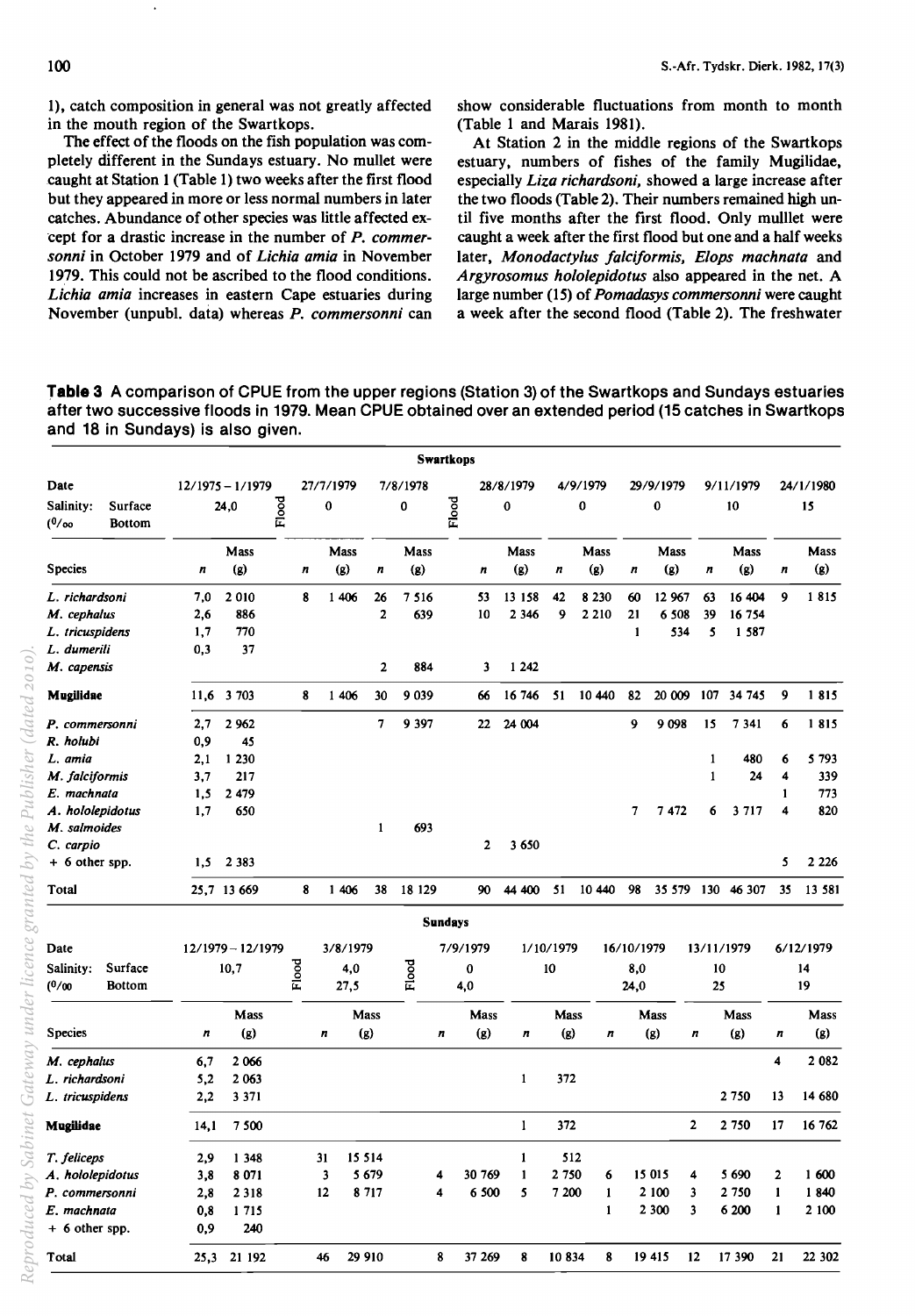1), catch composition in general was not greatly affected in the mouth region of the Swartkops.

The effect of the floods on the fish population was completely different in the Sundays estuary. No mullet were caught at Station 1 (Table 1) two weeks after the first flood but they appeared in more or less normal numbers in later catches. Abundance of other species was little affected except for a drastic increase in the number of *P. commersonni* in October 1979 and of *Lichia amia* in November 1979. This could not be ascribed to the flood conditions. *Lichia amia* increases in eastern Cape estuaries during November (unpubl. data) whereas *P. commersonni* can show considerable fluctuations from month to month (Table 1 and Marais 1981).

At Station 2 in the middle regions of the Swartkops estuary, numbers of fishes of the family Mugilidae, especially *Liza richardsoni*, showed a large increase after the two floods (Table 2). Their numbers remained high until five months after the first flood. Only mulllet were caught a week after the first flood but one and a half weeks later, *Monodactylus falciformis*, *Elops machnata* and *Argyrosomus hololepidotus* also appeared in the net. A large number (15) of *Pomadasys commersonni* were caught a week after the second flood (Table 2). The freshwater

**Table 3** A comparison of CPUE from the upper regions (Station 3) of the Swartkops and Sundays estuaries after two successive floods in 1979. Mean CPUE obtained over an extended period (15 catches in Swartkops and 18 in Sundays) is also given.

**Swartkops**

| Date | 12/1975 – 1/1979 | | | 27/7/1979 | | 7/8/1978 | | | 28/8/1979 | | 4/9/1979 | | 29/9/1979 | | 9/11/1979 | | 24/1/1980 | |
|---|---|---|---|---|---|---|---|---|---|---|---|---|---|---|---|---|---|---|
| Salinity: Surface (‰) Bottom | 24,0 | | Flood | 0 | | 0 | | Flood | 0 | | 0 | | 0 | | 10 | | 15 | |
| Species | *n* | Mass (g) | | *n* | Mass (g) | *n* | Mass (g) | | *n* | Mass (g) | *n* | Mass (g) | *n* | Mass (g) | *n* | Mass (g) | *n* | Mass (g) |
| *L. richardsoni* | 7,0 | 2 010 | | 8 | 1 406 | 26 | 7 516 | | 53 | 13 158 | 42 | 8 230 | 60 | 12 967 | 63 | 16 404 | 9 | 1 815 |
| *M. cephalus* | 2,6 | 886 | | | | 2 | 639 | | 10 | 2 346 | 9 | 2 210 | 21 | 6 508 | 39 | 16 754 | | |
| *L. tricuspidens* | 1,7 | 770 | | | | | | | | | | | 1 | 534 | 5 | 1 587 | | |
| *L. dumerili* | 0,3 | 37 | | | | | | | | | | | | | | | | |
| *M. capensis* | | | | | | 2 | 884 | | 3 | 1 242 | | | | | | | | |
| **Mugilidae** | 11,6 | 3 703 | | 8 | 1 406 | 30 | 9 039 | | 66 | 16 746 | 51 | 10 440 | 82 | 20 009 | 107 | 34 745 | 9 | 1 815 |
| *P. commersonni* | 2,7 | 2 962 | | | | 7 | 9 397 | | 22 | 24 004 | | | 9 | 9 098 | 15 | 7 341 | 6 | 1 815 |
| *R. holubi* | 0,9 | 45 | | | | | | | | | | | | | | | | |
| *L. amia* | 2,1 | 1 230 | | | | | | | | | | | | | 1 | 480 | 6 | 5 793 |
| *M. falciformis* | 3,7 | 217 | | | | | | | | | | | | | 1 | 24 | 4 | 339 |
| *E. machnata* | 1,5 | 2 479 | | | | | | | | | | | | | | | 1 | 773 |
| *A. hololepidotus* | 1,7 | 650 | | | | | | | | | | | 7 | 7 472 | 6 | 3 717 | 4 | 820 |
| *M. salmoides* | | | | | | 1 | 693 | | | | | | | | | | | |
| *C. carpio* | | | | | | | | | 2 | 3 650 | | | | | | | | |
| + 6 other spp. | 1,5 | 2 383 | | | | | | | | | | | | | | | 5 | 2 226 |
| Total | 25,7 | 13 669 | | 8 | 1 406 | 38 | 18 129 | | 90 | 44 400 | 51 | 10 440 | 98 | 35 579 | 130 | 46 307 | 35 | 13 581 |

**Sundays**

| Date | 12/1979 – 12/1979 | | | 3/8/1979 | | | 7/9/1979 | | 1/10/1979 | | 16/10/1979 | | 13/11/1979 | | 6/12/1979 | |
|---|---|---|---|---|---|---|---|---|---|---|---|---|---|---|---|---|
| Salinity: Surface (‰) | 10,7 | | Flood | 4,0 | | Flood | 0 | | 10 | | 8,0 | | 10 | | 14 | |
| Bottom | | | | 27,5 | | | 4,0 | | | | 24,0 | | 25 | | 19 | |
| Species | *n* | Mass (g) | | *n* | Mass (g) | | *n* | Mass (g) | *n* | Mass (g) | *n* | Mass (g) | *n* | Mass (g) | *n* | Mass (g) |
| *M. cephalus* | 6,7 | 2 066 | | | | | | | | | | | | | 4 | 2 082 |
| *L. richardsoni* | 5,2 | 2 063 | | | | | | | 1 | 372 | | | | | | |
| *L. tricuspidens* | 2,2 | 3 371 | | | | | | | | | | | | 2 750 | 13 | 14 680 |
| **Mugilidae** | 14,1 | 7 500 | | | | | | | 1 | 372 | | | 2 | 2 750 | 17 | 16 762 |
| *T. feliceps* | 2,9 | 1 348 | | 31 | 15 514 | | | | 1 | 512 | | | | | | |
| *A. hololepidotus* | 3,8 | 8 071 | | 3 | 5 679 | | 4 | 30 769 | 1 | 2 750 | 6 | 15 015 | 4 | 5 690 | 2 | 1 600 |
| *P. commersonni* | 2,8 | 2 318 | | 12 | 8 717 | | 4 | 6 500 | 5 | 7 200 | 1 | 2 100 | 3 | 2 750 | 1 | 1 840 |
| *E. machnata* | 0,8 | 1 715 | | | | | | | | | 1 | 2 300 | 3 | 6 200 | 1 | 2 100 |
| + 6 other spp. | 0,9 | 240 | | | | | | | | | | | | | | |
| Total | 25,3 | 21 192 | | 46 | 29 910 | | 8 | 37 269 | 8 | 10 834 | 8 | 19 415 | 12 | 17 390 | 21 | 22 302 |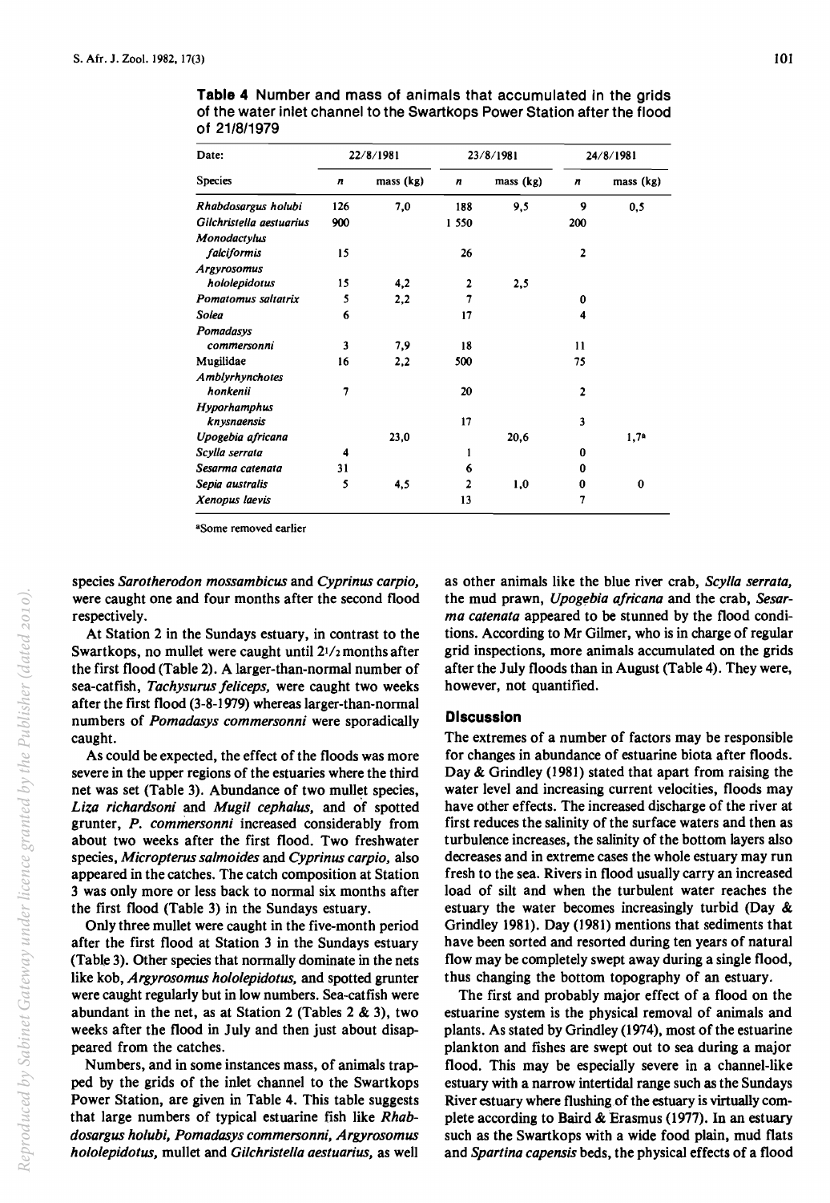**Table 4** Number and mass of animals that accumulated in the grids of the water inlet channel to the Swartkops Power Station after the flood of 21/8/1979

| Date: | 22/8/1981 | | 23/8/1981 | | 24/8/1981 | |
|---|---|---|---|---|---|---|
| Species | *n* | mass (kg) | *n* | mass (kg) | *n* | mass (kg) |
| *Rhabdosargus holubi* | 126 | 7,0 | 188 | 9,5 | 9 | 0,5 |
| *Gilchristella aestuarius* | 900 | | 1 550 | | 200 | |
| *Monodactylus falciformis* | 15 | | 26 | | 2 | |
| *Argyrosomus hololepidotus* | 15 | 4,2 | 2 | 2,5 | | |
| *Pomatomus saltatrix* | 5 | 2,2 | 7 | | 0 | |
| *Solea* | 6 | | 17 | | 4 | |
| *Pomadasys commersonni* | 3 | 7,9 | 18 | | 11 | |
| Mugilidae | 16 | 2,2 | 500 | | 75 | |
| *Amblyrhynchotes honkenii* | 7 | | 20 | | 2 | |
| *Hyporhamphus knysnaensis* | | | 17 | | 3 | |
| *Upogebia africana* | | 23,0 | | 20,6 | | 1,7[a] |
| *Scylla serrata* | 4 | | 1 | | 0 | |
| *Sesarma catenata* | 31 | | 6 | | 0 | |
| *Sepia australis* | 5 | 4,5 | 2 | 1,0 | 0 | 0 |
| *Xenopus laevis* | | | 13 | | 7 | |

[a]Some removed earlier

species *Sarotherodon mossambicus* and *Cyprinus carpio*, were caught one and four months after the second flood respectively.

At Station 2 in the Sundays estuary, in contrast to the Swartkops, no mullet were caught until 2½ months after the first flood (Table 2). A larger-than-normal number of sea-catfish, *Tachysurus feliceps*, were caught two weeks after the first flood (3-8-1979) whereas larger-than-normal numbers of *Pomadasys commersonni* were sporadically caught.

As could be expected, the effect of the floods was more severe in the upper regions of the estuaries where the third net was set (Table 3). Abundance of two mullet species, *Liza richardsoni* and *Mugil cephalus*, and of spotted grunter, *P. commersonni* increased considerably from about two weeks after the first flood. Two freshwater species, *Micropterus salmoides* and *Cyprinus carpio*, also appeared in the catches. The catch composition at Station 3 was only more or less back to normal six months after the first flood (Table 3) in the Sundays estuary.

Only three mullet were caught in the five-month period after the first flood at Station 3 in the Sundays estuary (Table 3). Other species that normally dominate in the nets like kob, *Argyrosomus hololepidotus*, and spotted grunter were caught regularly but in low numbers. Sea-catfish were abundant in the net, as at Station 2 (Tables 2 & 3), two weeks after the flood in July and then just about disappeared from the catches.

Numbers, and in some instances mass, of animals trapped by the grids of the inlet channel to the Swartkops Power Station, are given in Table 4. This table suggests that large numbers of typical estuarine fish like *Rhabdosargus holubi*, *Pomadasys commersonni*, *Argyrosomus hololepidotus*, mullet and *Gilchristella aestuarius*, as well as other animals like the blue river crab, *Scylla serrata*, the mud prawn, *Upogebia africana* and the crab, *Sesarma catenata* appeared to be stunned by the flood conditions. According to Mr Gilmer, who is in charge of regular grid inspections, more animals accumulated on the grids after the July floods than in August (Table 4). They were, however, not quantified.

## Discussion

The extremes of a number of factors may be responsible for changes in abundance of estuarine biota after floods. Day & Grindley (1981) stated that apart from raising the water level and increasing current velocities, floods may have other effects. The increased discharge of the river at first reduces the salinity of the surface waters and then as turbulence increases, the salinity of the bottom layers also decreases and in extreme cases the whole estuary may run fresh to the sea. Rivers in flood usually carry an increased load of silt and when the turbulent water reaches the estuary the water becomes increasingly turbid (Day & Grindley 1981). Day (1981) mentions that sediments that have been sorted and resorted during ten years of natural flow may be completely swept away during a single flood, thus changing the bottom topography of an estuary.

The first and probably major effect of a flood on the estuarine system is the physical removal of animals and plants. As stated by Grindley (1974), most of the estuarine plankton and fishes are swept out to sea during a major flood. This may be especially severe in a channel-like estuary with a narrow intertidal range such as the Sundays River estuary where flushing of the estuary is virtually complete according to Baird & Erasmus (1977). In an estuary such as the Swartkops with a wide food plain, mud flats and *Spartina capensis* beds, the physical effects of a flood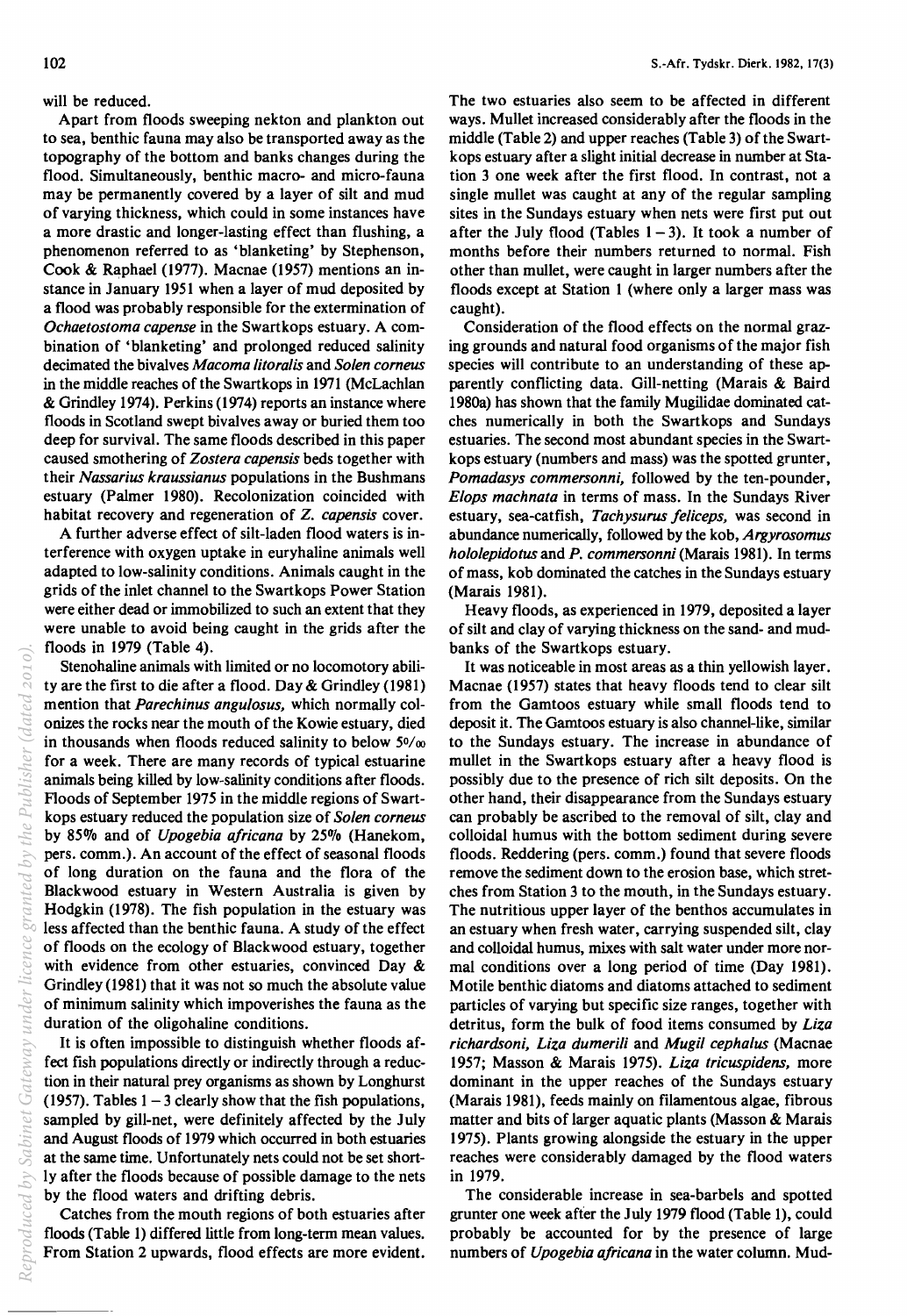will be reduced.

Apart from floods sweeping nekton and plankton out to sea, benthic fauna may also be transported away as the topography of the bottom and banks changes during the flood. Simultaneously, benthic macro- and micro-fauna may be permanently covered by a layer of silt and mud of varying thickness, which could in some instances have a more drastic and longer-lasting effect than flushing, a phenomenon referred to as 'blanketing' by Stephenson, Cook & Raphael (1977). Macnae (1957) mentions an instance in January 1951 when a layer of mud deposited by a flood was probably responsible for the extermination of *Ochaetostoma capense* in the Swartkops estuary. A combination of 'blanketing' and prolonged reduced salinity decimated the bivalves *Macoma litoralis* and *Solen corneus* in the middle reaches of the Swartkops in 1971 (McLachlan & Grindley 1974). Perkins (1974) reports an instance where floods in Scotland swept bivalves away or buried them too deep for survival. The same floods described in this paper caused smothering of *Zostera capensis* beds together with their *Nassarius kraussianus* populations in the Bushmans estuary (Palmer 1980). Recolonization coincided with habitat recovery and regeneration of *Z. capensis* cover.

A further adverse effect of silt-laden flood waters is interference with oxygen uptake in euryhaline animals well adapted to low-salinity conditions. Animals caught in the grids of the inlet channel to the Swartkops Power Station were either dead or immobilized to such an extent that they were unable to avoid being caught in the grids after the floods in 1979 (Table 4).

Stenohaline animals with limited or no locomotory ability are the first to die after a flood. Day & Grindley (1981) mention that *Parechinus angulosus*, which normally colonizes the rocks near the mouth of the Kowie estuary, died in thousands when floods reduced salinity to below 5‰ for a week. There are many records of typical estuarine animals being killed by low-salinity conditions after floods. Floods of September 1975 in the middle regions of Swartkops estuary reduced the population size of *Solen corneus* by 85% and of *Upogebia africana* by 25% (Hanekom, pers. comm.). An account of the effect of seasonal floods of long duration on the fauna and the flora of the Blackwood estuary in Western Australia is given by Hodgkin (1978). The fish population in the estuary was less affected than the benthic fauna. A study of the effect of floods on the ecology of Blackwood estuary, together with evidence from other estuaries, convinced Day & Grindley (1981) that it was not so much the absolute value of minimum salinity which impoverishes the fauna as the duration of the oligohaline conditions.

It is often impossible to distinguish whether floods affect fish populations directly or indirectly through a reduction in their natural prey organisms as shown by Longhurst (1957). Tables 1 – 3 clearly show that the fish populations, sampled by gill-net, were definitely affected by the July and August floods of 1979 which occurred in both estuaries at the same time. Unfortunately nets could not be set shortly after the floods because of possible damage to the nets by the flood waters and drifting debris.

Catches from the mouth regions of both estuaries after floods (Table 1) differed little from long-term mean values. From Station 2 upwards, flood effects are more evident. The two estuaries also seem to be affected in different ways. Mullet increased considerably after the floods in the middle (Table 2) and upper reaches (Table 3) of the Swartkops estuary after a slight initial decrease in number at Station 3 one week after the first flood. In contrast, not a single mullet was caught at any of the regular sampling sites in the Sundays estuary when nets were first put out after the July flood (Tables 1 – 3). It took a number of months before their numbers returned to normal. Fish other than mullet, were caught in larger numbers after the floods except at Station 1 (where only a larger mass was caught).

Consideration of the flood effects on the normal grazing grounds and natural food organisms of the major fish species will contribute to an understanding of these apparently conflicting data. Gill-netting (Marais & Baird 1980a) has shown that the family Mugilidae dominated catches numerically in both the Swartkops and Sundays estuaries. The second most abundant species in the Swartkops estuary (numbers and mass) was the spotted grunter, *Pomadasys commersonni*, followed by the ten-pounder, *Elops machnata* in terms of mass. In the Sundays River estuary, sea-catfish, *Tachysurus feliceps*, was second in abundance numerically, followed by the kob, *Argyrosomus hololepidotus* and *P. commersonni* (Marais 1981). In terms of mass, kob dominated the catches in the Sundays estuary (Marais 1981).

Heavy floods, as experienced in 1979, deposited a layer of silt and clay of varying thickness on the sand- and mudbanks of the Swartkops estuary.

It was noticeable in most areas as a thin yellowish layer. Macnae (1957) states that heavy floods tend to clear silt from the Gamtoos estuary while small floods tend to deposit it. The Gamtoos estuary is also channel-like, similar to the Sundays estuary. The increase in abundance of mullet in the Swartkops estuary after a heavy flood is possibly due to the presence of rich silt deposits. On the other hand, their disappearance from the Sundays estuary can probably be ascribed to the removal of silt, clay and colloidal humus with the bottom sediment during severe floods. Reddering (pers. comm.) found that severe floods remove the sediment down to the erosion base, which stretches from Station 3 to the mouth, in the Sundays estuary. The nutritious upper layer of the benthos accumulates in an estuary when fresh water, carrying suspended silt, clay and colloidal humus, mixes with salt water under more normal conditions over a long period of time (Day 1981). Motile benthic diatoms and diatoms attached to sediment particles of varying but specific size ranges, together with detritus, form the bulk of food items consumed by *Liza richardsoni*, *Liza dumerili* and *Mugil cephalus* (Macnae 1957; Masson & Marais 1975). *Liza tricuspidens*, more dominant in the upper reaches of the Sundays estuary (Marais 1981), feeds mainly on filamentous algae, fibrous matter and bits of larger aquatic plants (Masson & Marais 1975). Plants growing alongside the estuary in the upper reaches were considerably damaged by the flood waters in 1979.

The considerable increase in sea-barbels and spotted grunter one week after the July 1979 flood (Table 1), could probably be accounted for by the presence of large numbers of *Upogebia africana* in the water column. Mud-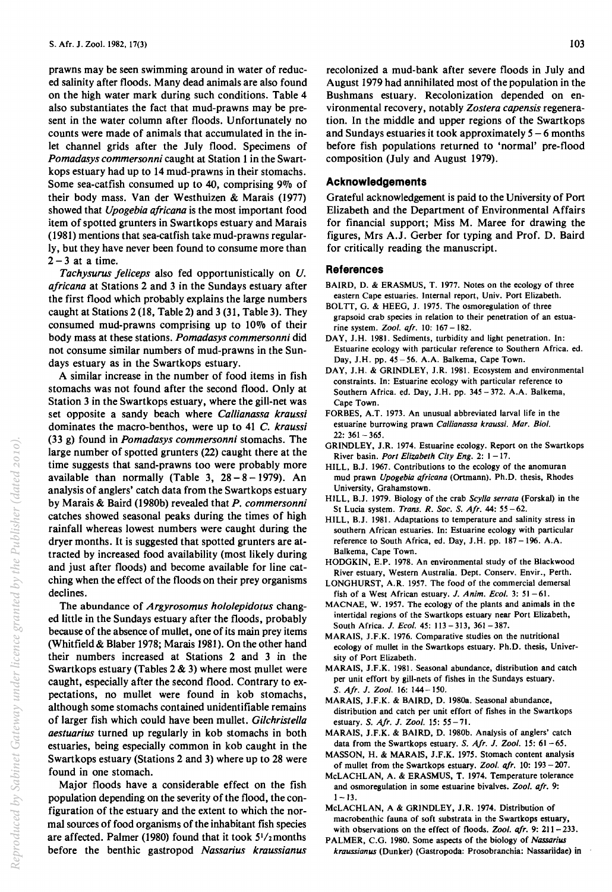prawns may be seen swimming around in water of reduced salinity after floods. Many dead animals are also found on the high water mark during such conditions. Table 4 also substantiates the fact that mud-prawns may be present in the water column after floods. Unfortunately no counts were made of animals that accumulated in the inlet channel grids after the July flood. Specimens of *Pomadasys commersonni* caught at Station 1 in the Swartkops estuary had up to 14 mud-prawns in their stomachs. Some sea-catfish consumed up to 40, comprising 9% of their body mass. Van der Westhuizen & Marais (1977) showed that *Upogebia africana* is the most important food item of spotted grunters in Swartkops estuary and Marais (1981) mentions that sea-catfish take mud-prawns regularly, but they have never been found to consume more than 2 – 3 at a time.

*Tachysurus feliceps* also fed opportunistically on *U. africana* at Stations 2 and 3 in the Sundays estuary after the first flood which probably explains the large numbers caught at Stations 2 (18, Table 2) and 3 (31, Table 3). They consumed mud-prawns comprising up to 10% of their body mass at these stations. *Pomadasys commersonni* did not consume similar numbers of mud-prawns in the Sundays estuary as in the Swartkops estuary.

A similar increase in the number of food items in fish stomachs was not found after the second flood. Only at Station 3 in the Swartkops estuary, where the gill-net was set opposite a sandy beach where *Callianassa kraussi* dominates the macro-benthos, were up to 41 *C. kraussi* (33 g) found in *Pomadasys commersonni* stomachs. The large number of spotted grunters (22) caught there at the time suggests that sand-prawns too were probably more available than normally (Table 3, 28 – 8 – 1979). An analysis of anglers' catch data from the Swartkops estuary by Marais & Baird (1980b) revealed that *P. commersonni* catches showed seasonal peaks during the times of high rainfall whereas lowest numbers were caught during the dryer months. It is suggested that spotted grunters are attracted by increased food availability (most likely during and just after floods) and become available for line catching when the effect of the floods on their prey organisms declines.

The abundance of *Argyrosomus hololepidotus* changed little in the Sundays estuary after the floods, probably because of the absence of mullet, one of its main prey items (Whitfield & Blaber 1978; Marais 1981). On the other hand their numbers increased at Stations 2 and 3 in the Swartkops estuary (Tables 2 & 3) where most mullet were caught, especially after the second flood. Contrary to expectations, no mullet were found in kob stomachs, although some stomachs contained unidentifiable remains of larger fish which could have been mullet. *Gilchristella aestuarius* turned up regularly in kob stomachs in both estuaries, being especially common in kob caught in the Swartkops estuary (Stations 2 and 3) where up to 28 were found in one stomach.

Major floods have a considerable effect on the fish population depending on the severity of the flood, the configuration of the estuary and the extent to which the normal sources of food organisms of the inhabitant fish species are affected. Palmer (1980) found that it took 5½ months before the benthic gastropod *Nassarius kraussianus* recolonized a mud-bank after severe floods in July and August 1979 had annihilated most of the population in the Bushmans estuary. Recolonization depended on environmental recovery, notably *Zostera capensis* regeneration. In the middle and upper regions of the Swartkops and Sundays estuaries it took approximately 5 – 6 months before fish populations returned to 'normal' pre-flood composition (July and August 1979).

## Acknowledgements

Grateful acknowledgement is paid to the University of Port Elizabeth and the Department of Environmental Affairs for financial support; Miss M. Maree for drawing the figures, Mrs A.J. Gerber for typing and Prof. D. Baird for critically reading the manuscript.

## References

BAIRD, D. & ERASMUS, T. 1977. Notes on the ecology of three eastern Cape estuaries. Internal report, Univ. Port Elizabeth.

BOLTT, G. & HEEG, J. 1975. The osmoregulation of three grapsoid crab species in relation to their penetration of an estuarine system. *Zool. afr.* 10: 167 – 182.

DAY, J.H. 1981. Sediments, turbidity and light penetration. In: Estuarine ecology with particular reference to Southern Africa. ed. Day, J.H. pp. 45 – 56. A.A. Balkema, Cape Town.

DAY, J.H. & GRINDLEY, J.R. 1981. Ecosystem and environmental constraints. In: Estuarine ecology with particular reference to Southern Africa. ed. Day, J.H. pp. 345 – 372. A.A. Balkema, Cape Town.

FORBES, A.T. 1973. An unusual abbreviated larval life in the estuarine burrowing prawn *Callianassa kraussi*. *Mar. Biol.* 22: 361 – 365.

GRINDLEY, J.R. 1974. Estuarine ecology. Report on the Swartkops River basin. *Port Elizabeth City Eng.* 2: 1 – 17.

HILL, B.J. 1967. Contributions to the ecology of the anomuran mud prawn *Upogebia africana* (Ortmann). Ph.D. thesis, Rhodes University, Grahamstown.

HILL, B.J. 1979. Biology of the crab *Scylla serrata* (Forskal) in the St Lucia system. *Trans. R. Soc. S. Afr.* 44: 55 – 62.

HILL, B.J. 1981. Adaptations to temperature and salinity stress in southern African estuaries. In: Estuarine ecology with particular reference to South Africa, ed. Day, J.H. pp. 187 – 196. A.A. Balkema, Cape Town.

HODGKIN, E.P. 1978. An environmental study of the Blackwood River estuary, Western Australia. Dept. Conserv. Envir., Perth.

LONGHURST, A.R. 1957. The food of the commercial demersal fish of a West African estuary. *J. Anim. Ecol.* 3: 51 – 61.

MACNAE, W. 1957. The ecology of the plants and animals in the intertidal regions of the Swartkops estuary near Port Elizabeth, South Africa. *J. Ecol.* 45: 113 – 313, 361 – 387.

MARAIS, J.F.K. 1976. Comparative studies on the nutritional ecology of mullet in the Swartkops estuary. Ph.D. thesis, University of Port Elizabeth.

MARAIS, J.F.K. 1981. Seasonal abundance, distribution and catch per unit effort by gill-nets of fishes in the Sundays estuary. *S. Afr. J. Zool.* 16: 144 – 150.

MARAIS, J.F.K. & BAIRD, D. 1980a. Seasonal abundance, distribution and catch per unit effort of fishes in the Swartkops estuary. *S. Afr. J. Zool.* 15: 55 – 71.

MARAIS, J.F.K. & BAIRD, D. 1980b. Analysis of anglers' catch data from the Swartkops estuary. *S. Afr. J. Zool.* 15: 61 – 65.

MASSON, H. & MARAIS, J.F.K. 1975. Stomach content analysis of mullet from the Swartkops estuary. *Zool. afr.* 10: 193 – 207.

McLACHLAN, A. & ERASMUS, T. 1974. Temperature tolerance and osmoregulation in some estuarine bivalves. *Zool. afr.* 9: 1 – 13.

McLACHLAN, A & GRINDLEY, J.R. 1974. Distribution of macrobenthic fauna of soft substrata in the Swartkops estuary, with observations on the effect of floods. *Zool. afr.* 9: 211 – 233.

PALMER, C.G. 1980. Some aspects of the biology of *Nassarius kraussianus* (Dunker) (Gastropoda: Prosobranchia: Nassariidae) in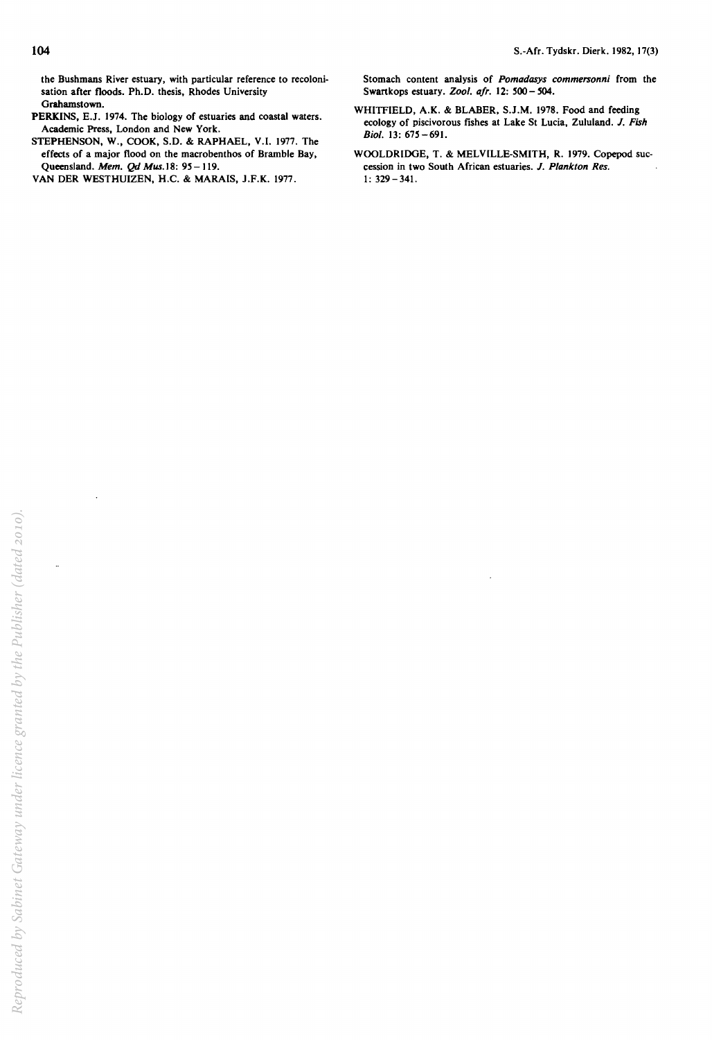the Bushmans River estuary, with particular reference to recolonisation after floods. Ph.D. thesis, Rhodes University Grahamstown.

PERKINS, E.J. 1974. The biology of estuaries and coastal waters. Academic Press, London and New York.

STEPHENSON, W., COOK, S.D. & RAPHAEL, V.I. 1977. The effects of a major flood on the macrobenthos of Bramble Bay, Queensland. *Mem. Qd Mus.*18: 95 – 119.

VAN DER WESTHUIZEN, H.C. & MARAIS, J.F.K. 1977. Stomach content analysis of *Pomadasys commersonni* from the Swartkops estuary. *Zool. afr.* 12: 500 – 504.

WHITFIELD, A.K. & BLABER, S.J.M. 1978. Food and feeding ecology of piscivorous fishes at Lake St Lucia, Zululand. *J. Fish Biol.* 13: 675 – 691.

WOOLDRIDGE, T. & MELVILLE-SMITH, R. 1979. Copepod succession in two South African estuaries. *J. Plankton Res.* 1: 329 – 341.